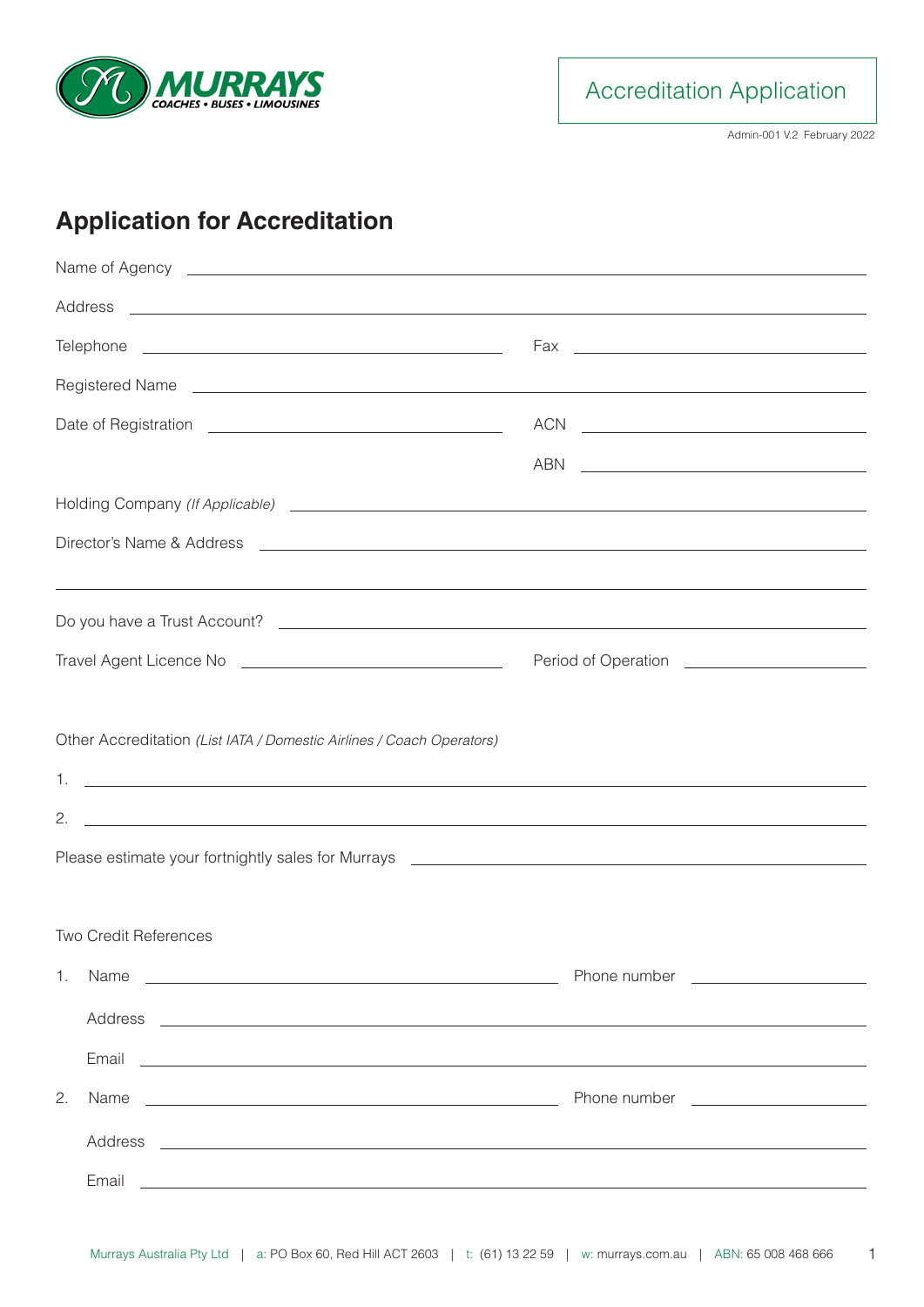MURRAYS
COACHES • BUSES • LIMOUSINES

Accreditation Application

Admin-001 V.2 February 2022

## Application for Accreditation

Name of Agency \_\_\_\_\_\_\_\_\_\_\_\_\_\_\_\_\_\_\_\_

Address \_\_\_\_\_\_\_\_\_\_\_\_\_\_\_\_\_\_\_\_

Telephone \_\_\_\_\_\_\_\_\_\_\_\_\_\_\_\_\_\_\_\_ Fax \_\_\_\_\_\_\_\_\_\_\_\_\_\_\_\_\_\_\_\_

Registered Name \_\_\_\_\_\_\_\_\_\_\_\_\_\_\_\_\_\_\_\_

Date of Registration \_\_\_\_\_\_\_\_\_\_\_\_\_\_\_\_\_\_\_\_ ACN \_\_\_\_\_\_\_\_\_\_\_\_\_\_\_\_\_\_\_\_

ABN \_\_\_\_\_\_\_\_\_\_\_\_\_\_\_\_\_\_\_\_

Holding Company *(If Applicable)* \_\_\_\_\_\_\_\_\_\_\_\_\_\_\_\_\_\_\_\_

Director's Name & Address \_\_\_\_\_\_\_\_\_\_\_\_\_\_\_\_\_\_\_\_

\_\_\_\_\_\_\_\_\_\_\_\_\_\_\_\_\_\_\_\_

Do you have a Trust Account? \_\_\_\_\_\_\_\_\_\_\_\_\_\_\_\_\_\_\_\_

Travel Agent Licence No \_\_\_\_\_\_\_\_\_\_\_\_\_\_\_\_\_\_\_\_ Period of Operation \_\_\_\_\_\_\_\_\_\_\_\_\_\_\_\_\_\_\_\_

Other Accreditation *(List IATA / Domestic Airlines / Coach Operators)*

1. \_\_\_\_\_\_\_\_\_\_\_\_\_\_\_\_\_\_\_\_
2. \_\_\_\_\_\_\_\_\_\_\_\_\_\_\_\_\_\_\_\_

Please estimate your fortnightly sales for Murrays \_\_\_\_\_\_\_\_\_\_\_\_\_\_\_\_\_\_\_\_

Two Credit References

1. Name \_\_\_\_\_\_\_\_\_\_\_\_\_\_\_\_\_\_\_\_ Phone number \_\_\_\_\_\_\_\_\_\_\_\_\_\_\_\_\_\_\_\_

   Address \_\_\_\_\_\_\_\_\_\_\_\_\_\_\_\_\_\_\_\_

   Email \_\_\_\_\_\_\_\_\_\_\_\_\_\_\_\_\_\_\_\_

2. Name \_\_\_\_\_\_\_\_\_\_\_\_\_\_\_\_\_\_\_\_ Phone number \_\_\_\_\_\_\_\_\_\_\_\_\_\_\_\_\_\_\_\_

   Address \_\_\_\_\_\_\_\_\_\_\_\_\_\_\_\_\_\_\_\_

   Email \_\_\_\_\_\_\_\_\_\_\_\_\_\_\_\_\_\_\_\_

Murrays Australia Pty Ltd | a: PO Box 60, Red Hill ACT 2603 | t: (61) 13 22 59 | w: murrays.com.au | ABN: 65 008 468 666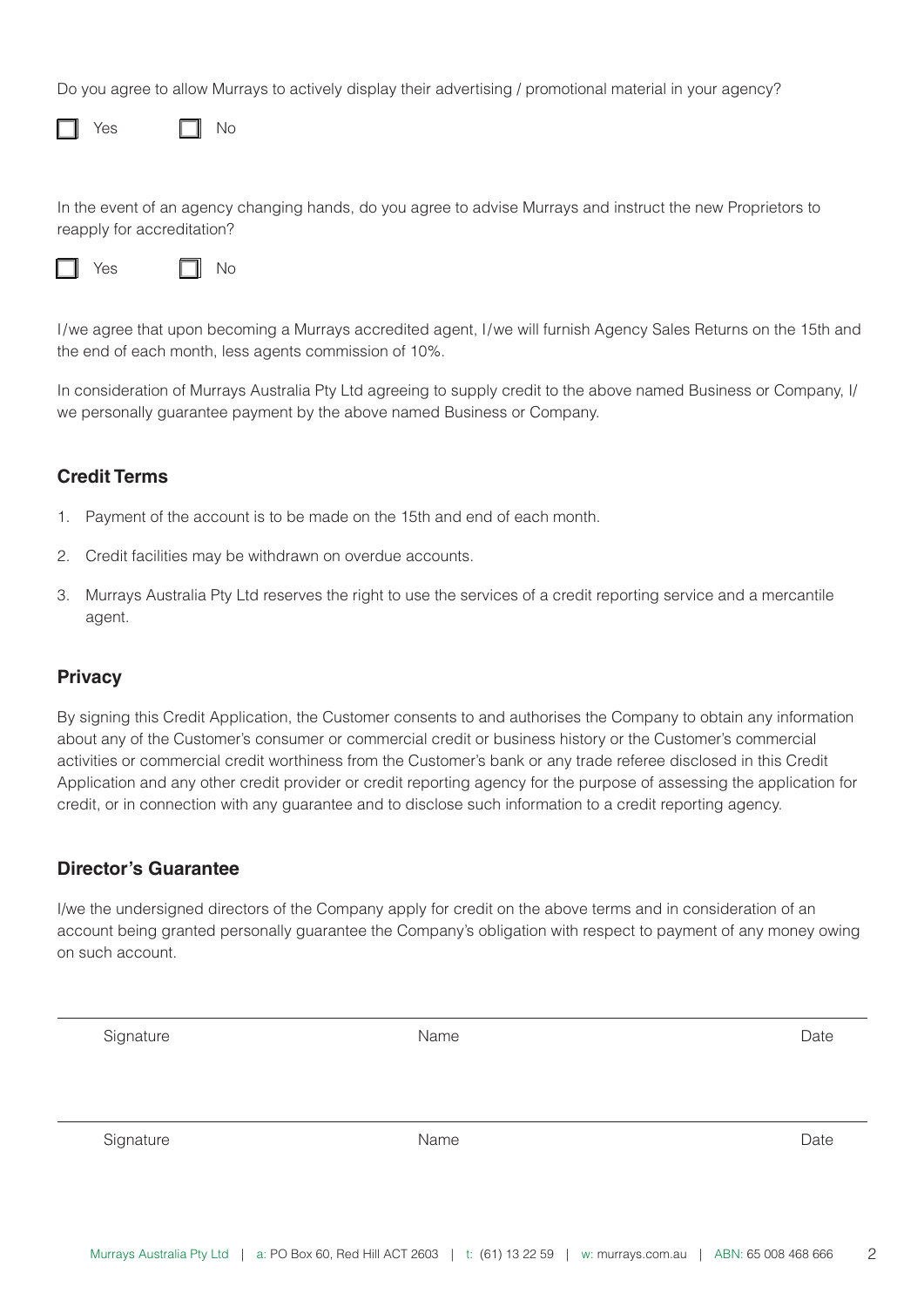Do you agree to allow Murrays to actively display their advertising / promotional material in your agency?

☐ Yes ☐ No

In the event of an agency changing hands, do you agree to advise Murrays and instruct the new Proprietors to reapply for accreditation?

☐ Yes ☐ No

I/we agree that upon becoming a Murrays accredited agent, I/we will furnish Agency Sales Returns on the 15th and the end of each month, less agents commission of 10%.

In consideration of Murrays Australia Pty Ltd agreeing to supply credit to the above named Business or Company, I/we personally guarantee payment by the above named Business or Company.

## Credit Terms

1. Payment of the account is to be made on the 15th and end of each month.
2. Credit facilities may be withdrawn on overdue accounts.
3. Murrays Australia Pty Ltd reserves the right to use the services of a credit reporting service and a mercantile agent.

## Privacy

By signing this Credit Application, the Customer consents to and authorises the Company to obtain any information about any of the Customer's consumer or commercial credit or business history or the Customer's commercial activities or commercial credit worthiness from the Customer's bank or any trade referee disclosed in this Credit Application and any other credit provider or credit reporting agency for the purpose of assessing the application for credit, or in connection with any guarantee and to disclose such information to a credit reporting agency.

## Director's Guarantee

I/we the undersigned directors of the Company apply for credit on the above terms and in consideration of an account being granted personally guarantee the Company's obligation with respect to payment of any money owing on such account.

| Signature | Name | Date |
| --- | --- | --- |
| | | |

| Signature | Name | Date |
| --- | --- | --- |
| | | |

Murrays Australia Pty Ltd | a: PO Box 60, Red Hill ACT 2603 | t: (61) 13 22 59 | w: murrays.com.au | ABN: 65 008 468 666